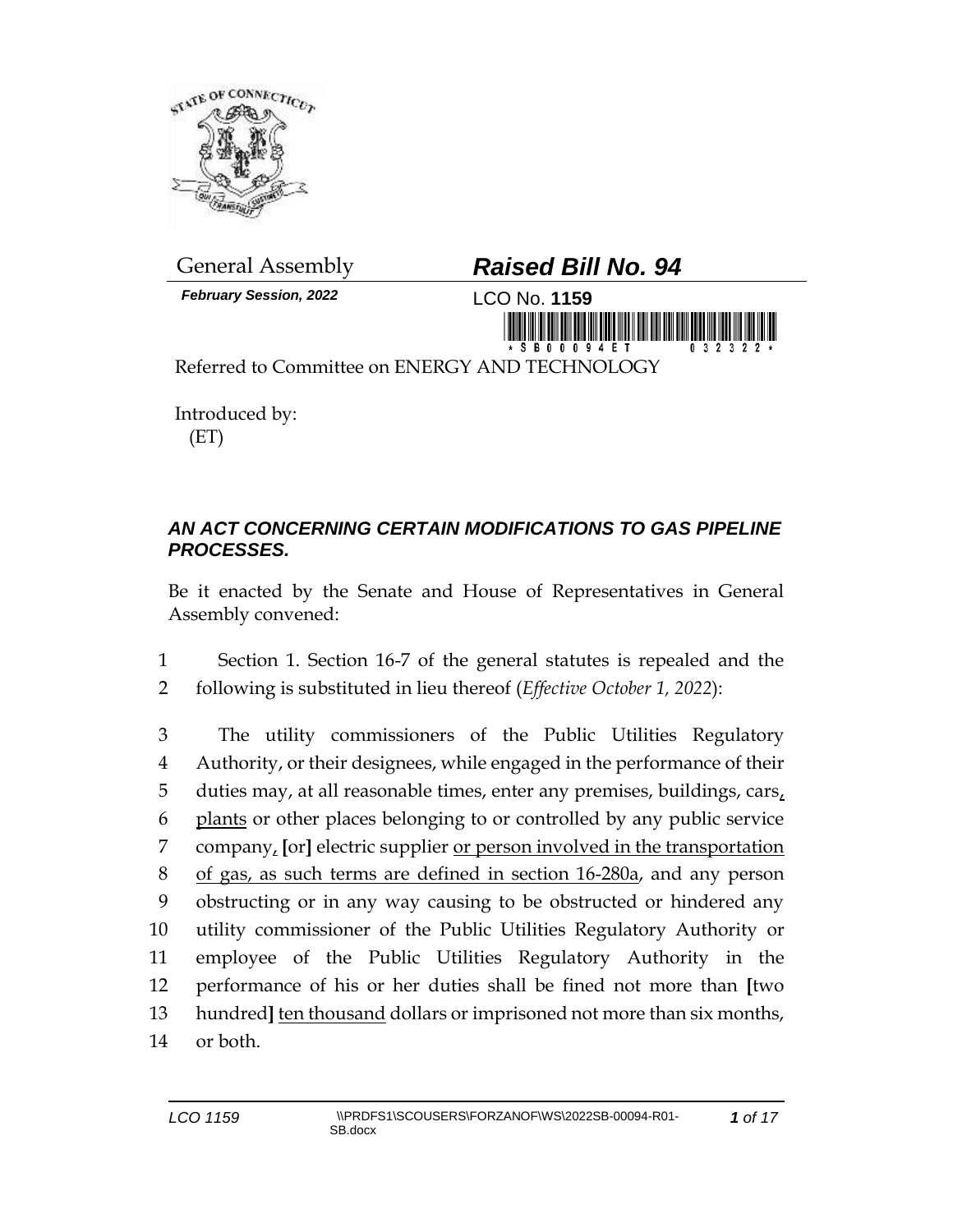General Assembly

***Raised Bill No. 94***

***February Session, 2022***

LCO No. **1159**

\*SB00094ET 032322\*

Referred to Committee on ENERGY AND TECHNOLOGY

Introduced by:
(ET)

## *AN ACT CONCERNING CERTAIN MODIFICATIONS TO GAS PIPELINE PROCESSES.*

Be it enacted by the Senate and House of Representatives in General Assembly convened:

1 Section 1. Section 16-7 of the general statutes is repealed and the
2 following is substituted in lieu thereof (*Effective October 1, 2022*):

3 The utility commissioners of the Public Utilities Regulatory
4 Authority, or their designees, while engaged in the performance of their
5 duties may, at all reasonable times, enter any premises, buildings, cars, <u>,</u>
6 <u>plants</u> or other places belonging to or controlled by any public service
7 company<u>,</u> **[**or**]** electric supplier <u>or person involved in the transportation</u>
8 <u>of gas, as such terms are defined in section 16-280a</u>, and any person
9 obstructing or in any way causing to be obstructed or hindered any
10 utility commissioner of the Public Utilities Regulatory Authority or
11 employee of the Public Utilities Regulatory Authority in the
12 performance of his or her duties shall be fined not more than **[**two
13 hundred**]** <u>ten thousand</u> dollars or imprisoned not more than six months,
14 or both.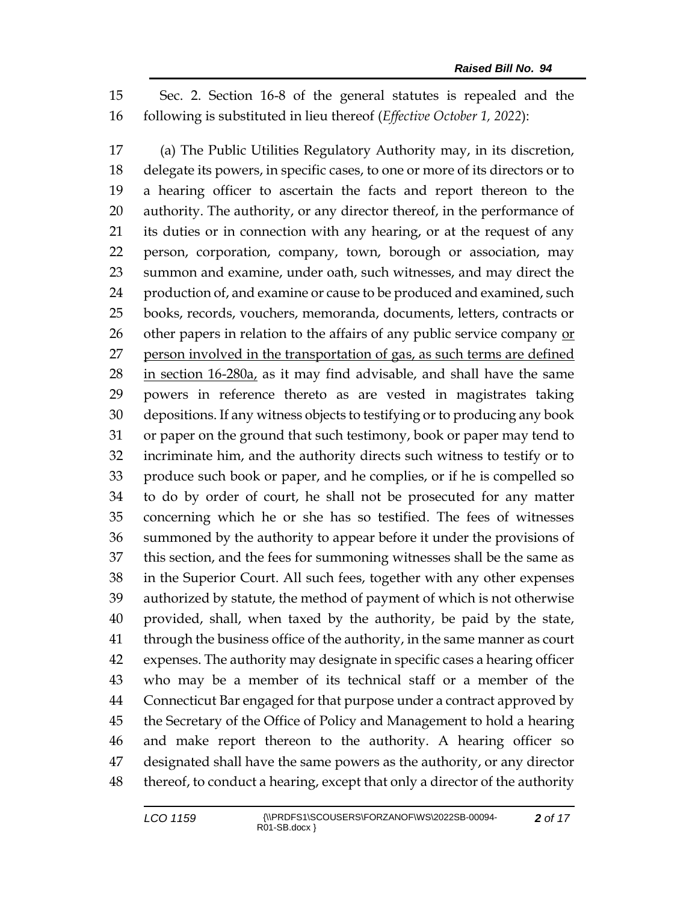Sec. 2. Section 16-8 of the general statutes is repealed and the following is substituted in lieu thereof (*Effective October 1, 2022*):

(a) The Public Utilities Regulatory Authority may, in its discretion, delegate its powers, in specific cases, to one or more of its directors or to a hearing officer to ascertain the facts and report thereon to the authority. The authority, or any director thereof, in the performance of its duties or in connection with any hearing, or at the request of any person, corporation, company, town, borough or association, may summon and examine, under oath, such witnesses, and may direct the production of, and examine or cause to be produced and examined, such books, records, vouchers, memoranda, documents, letters, contracts or other papers in relation to the affairs of any public service company <u>or person involved in the transportation of gas, as such terms are defined in section 16-280a,</u> as it may find advisable, and shall have the same powers in reference thereto as are vested in magistrates taking depositions. If any witness objects to testifying or to producing any book or paper on the ground that such testimony, book or paper may tend to incriminate him, and the authority directs such witness to testify or to produce such book or paper, and he complies, or if he is compelled so to do by order of court, he shall not be prosecuted for any matter concerning which he or she has so testified. The fees of witnesses summoned by the authority to appear before it under the provisions of this section, and the fees for summoning witnesses shall be the same as in the Superior Court. All such fees, together with any other expenses authorized by statute, the method of payment of which is not otherwise provided, shall, when taxed by the authority, be paid by the state, through the business office of the authority, in the same manner as court expenses. The authority may designate in specific cases a hearing officer who may be a member of its technical staff or a member of the Connecticut Bar engaged for that purpose under a contract approved by the Secretary of the Office of Policy and Management to hold a hearing and make report thereon to the authority. A hearing officer so designated shall have the same powers as the authority, or any director thereof, to conduct a hearing, except that only a director of the authority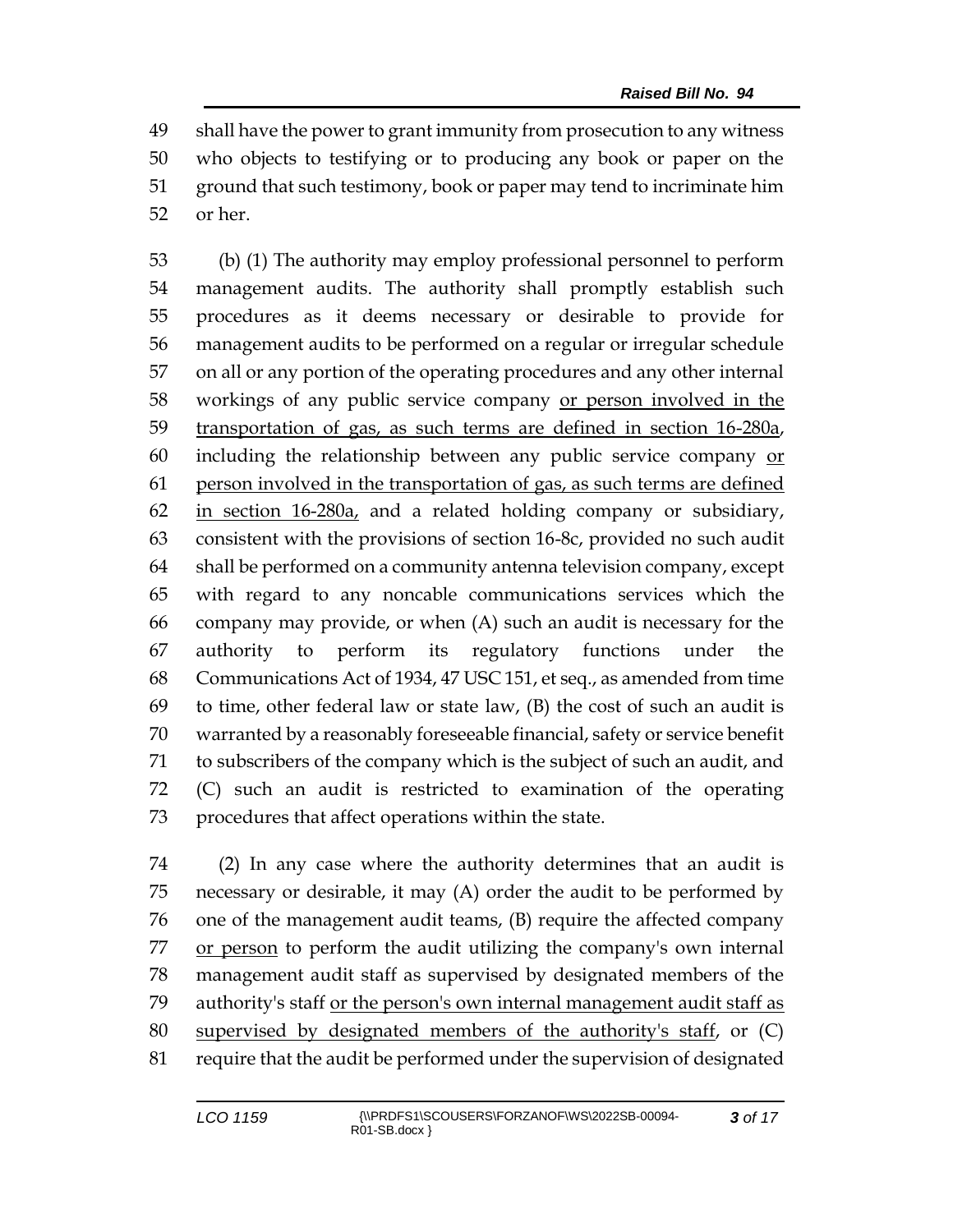shall have the power to grant immunity from prosecution to any witness who objects to testifying or to producing any book or paper on the ground that such testimony, book or paper may tend to incriminate him or her.

(b) (1) The authority may employ professional personnel to perform management audits. The authority shall promptly establish such procedures as it deems necessary or desirable to provide for management audits to be performed on a regular or irregular schedule on all or any portion of the operating procedures and any other internal workings of any public service company <u>or person involved in the transportation of gas, as such terms are defined in section 16-280a</u>, including the relationship between any public service company <u>or person involved in the transportation of gas, as such terms are defined in section 16-280a,</u> and a related holding company or subsidiary, consistent with the provisions of section 16-8c, provided no such audit shall be performed on a community antenna television company, except with regard to any noncable communications services which the company may provide, or when (A) such an audit is necessary for the authority to perform its regulatory functions under the Communications Act of 1934, 47 USC 151, et seq., as amended from time to time, other federal law or state law, (B) the cost of such an audit is warranted by a reasonably foreseeable financial, safety or service benefit to subscribers of the company which is the subject of such an audit, and (C) such an audit is restricted to examination of the operating procedures that affect operations within the state.

(2) In any case where the authority determines that an audit is necessary or desirable, it may (A) order the audit to be performed by one of the management audit teams, (B) require the affected company <u>or person</u> to perform the audit utilizing the company's own internal management audit staff as supervised by designated members of the authority's staff <u>or the person's own internal management audit staff as supervised by designated members of the authority's staff</u>, or (C) require that the audit be performed under the supervision of designated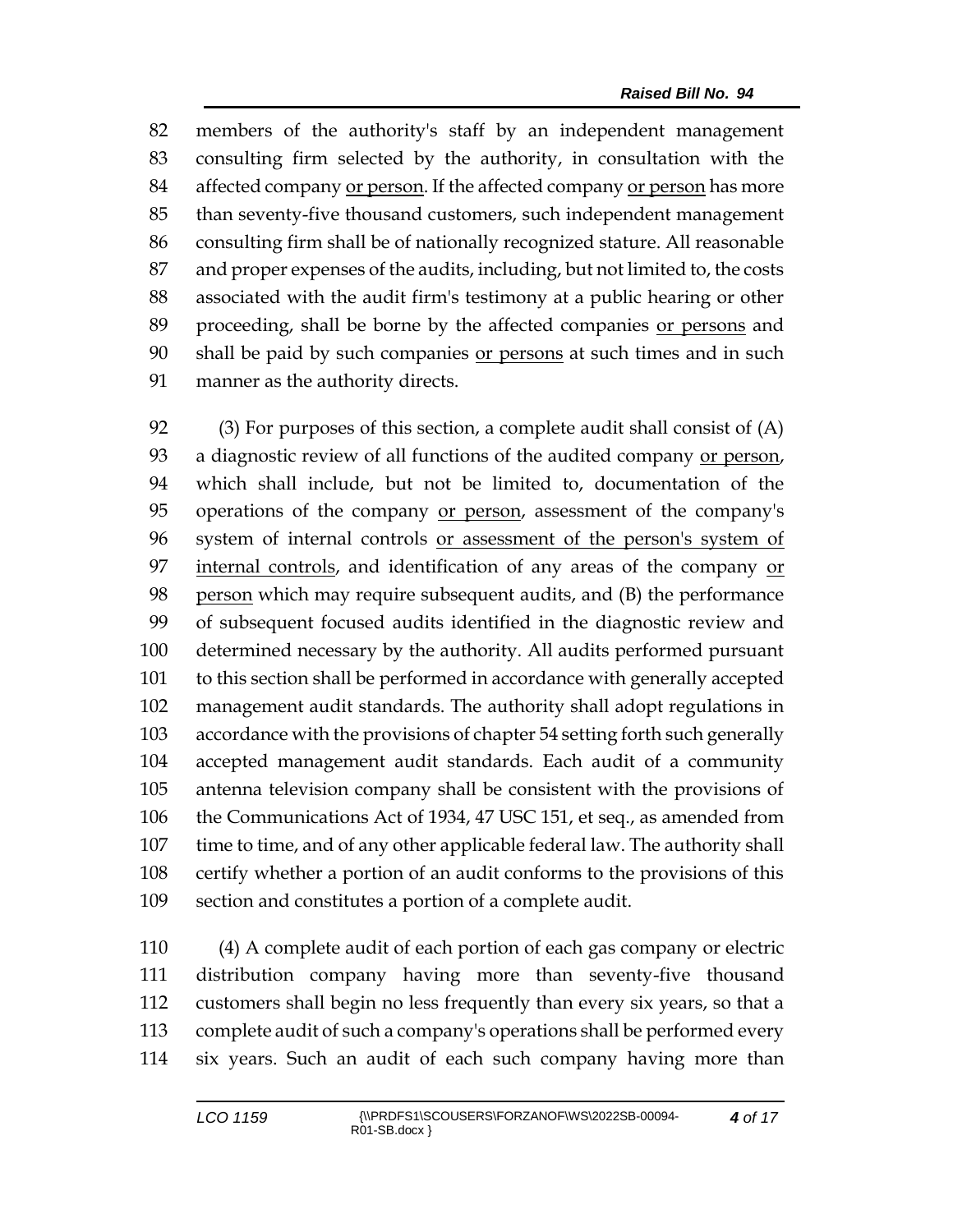members of the authority's staff by an independent management consulting firm selected by the authority, in consultation with the affected company or person. If the affected company or person has more than seventy-five thousand customers, such independent management consulting firm shall be of nationally recognized stature. All reasonable and proper expenses of the audits, including, but not limited to, the costs associated with the audit firm's testimony at a public hearing or other proceeding, shall be borne by the affected companies or persons and shall be paid by such companies or persons at such times and in such manner as the authority directs.

(3) For purposes of this section, a complete audit shall consist of (A) a diagnostic review of all functions of the audited company or person, which shall include, but not be limited to, documentation of the operations of the company or person, assessment of the company's system of internal controls or assessment of the person's system of internal controls, and identification of any areas of the company or person which may require subsequent audits, and (B) the performance of subsequent focused audits identified in the diagnostic review and determined necessary by the authority. All audits performed pursuant to this section shall be performed in accordance with generally accepted management audit standards. The authority shall adopt regulations in accordance with the provisions of chapter 54 setting forth such generally accepted management audit standards. Each audit of a community antenna television company shall be consistent with the provisions of the Communications Act of 1934, 47 USC 151, et seq., as amended from time to time, and of any other applicable federal law. The authority shall certify whether a portion of an audit conforms to the provisions of this section and constitutes a portion of a complete audit.

(4) A complete audit of each portion of each gas company or electric distribution company having more than seventy-five thousand customers shall begin no less frequently than every six years, so that a complete audit of such a company's operations shall be performed every six years. Such an audit of each such company having more than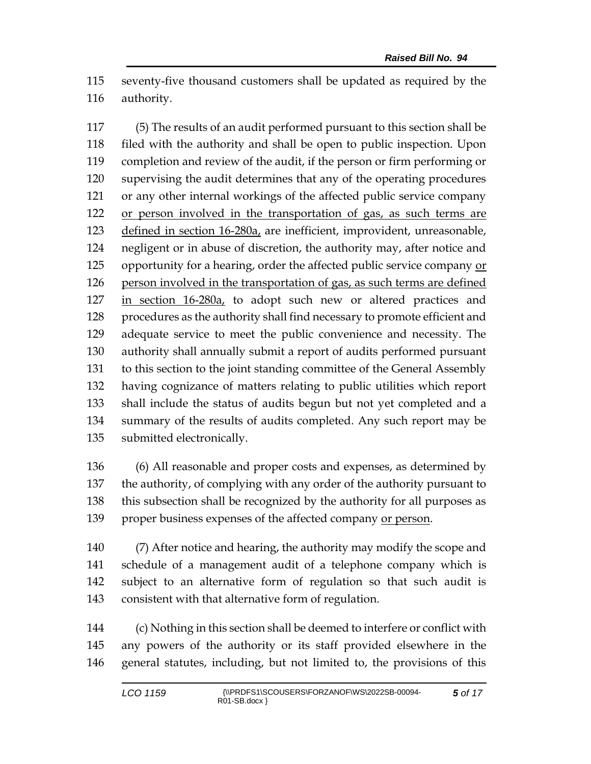seventy-five thousand customers shall be updated as required by the authority.

(5) The results of an audit performed pursuant to this section shall be filed with the authority and shall be open to public inspection. Upon completion and review of the audit, if the person or firm performing or supervising the audit determines that any of the operating procedures or any other internal workings of the affected public service company <u>or person involved in the transportation of gas, as such terms are defined in section 16-280a,</u> are inefficient, improvident, unreasonable, negligent or in abuse of discretion, the authority may, after notice and opportunity for a hearing, order the affected public service company <u>or person involved in the transportation of gas, as such terms are defined in section 16-280a,</u> to adopt such new or altered practices and procedures as the authority shall find necessary to promote efficient and adequate service to meet the public convenience and necessity. The authority shall annually submit a report of audits performed pursuant to this section to the joint standing committee of the General Assembly having cognizance of matters relating to public utilities which report shall include the status of audits begun but not yet completed and a summary of the results of audits completed. Any such report may be submitted electronically.

(6) All reasonable and proper costs and expenses, as determined by the authority, of complying with any order of the authority pursuant to this subsection shall be recognized by the authority for all purposes as proper business expenses of the affected company <u>or person</u>.

(7) After notice and hearing, the authority may modify the scope and schedule of a management audit of a telephone company which is subject to an alternative form of regulation so that such audit is consistent with that alternative form of regulation.

(c) Nothing in this section shall be deemed to interfere or conflict with any powers of the authority or its staff provided elsewhere in the general statutes, including, but not limited to, the provisions of this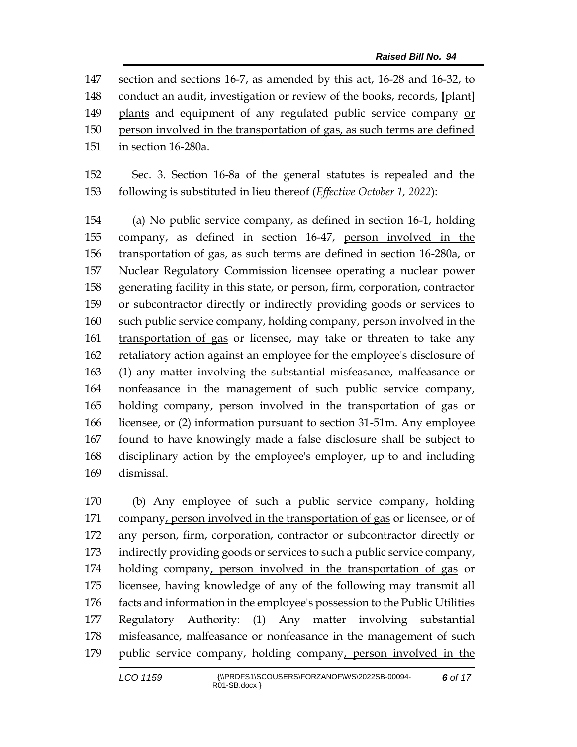147 section and sections 16-7, <u>as amended by this act,</u> 16-28 and 16-32, to
148 conduct an audit, investigation or review of the books, records, **[**plant**]**
149 <u>plants</u> and equipment of any regulated public service company <u>or</u>
150 <u>person involved in the transportation of gas, as such terms are defined</u>
151 <u>in section 16-280a</u>.

152 Sec. 3. Section 16-8a of the general statutes is repealed and the
153 following is substituted in lieu thereof (*Effective October 1, 2022*):

154 (a) No public service company, as defined in section 16-1, holding
155 company, as defined in section 16-47, <u>person involved in the</u>
156 <u>transportation of gas, as such terms are defined in section 16-280a,</u> or
157 Nuclear Regulatory Commission licensee operating a nuclear power
158 generating facility in this state, or person, firm, corporation, contractor
159 or subcontractor directly or indirectly providing goods or services to
160 such public service company, holding company<u>, person involved in the</u>
161 <u>transportation of gas</u> or licensee, may take or threaten to take any
162 retaliatory action against an employee for the employee's disclosure of
163 (1) any matter involving the substantial misfeasance, malfeasance or
164 nonfeasance in the management of such public service company,
165 holding company<u>, person involved in the transportation of gas</u> or
166 licensee, or (2) information pursuant to section 31-51m. Any employee
167 found to have knowingly made a false disclosure shall be subject to
168 disciplinary action by the employee's employer, up to and including
169 dismissal.

170 (b) Any employee of such a public service company, holding
171 company<u>, person involved in the transportation of gas</u> or licensee, or of
172 any person, firm, corporation, contractor or subcontractor directly or
173 indirectly providing goods or services to such a public service company,
174 holding company<u>, person involved in the transportation of gas</u> or
175 licensee, having knowledge of any of the following may transmit all
176 facts and information in the employee's possession to the Public Utilities
177 Regulatory Authority: (1) Any matter involving substantial
178 misfeasance, malfeasance or nonfeasance in the management of such
179 public service company, holding company<u>, person involved in the</u>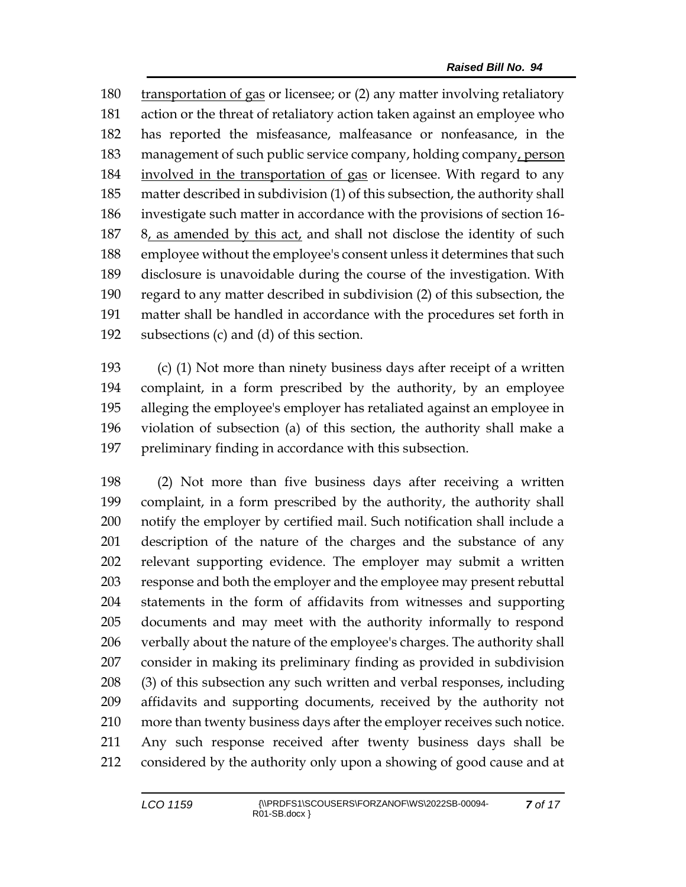transportation of gas or licensee; or (2) any matter involving retaliatory action or the threat of retaliatory action taken against an employee who has reported the misfeasance, malfeasance or nonfeasance, in the management of such public service company, holding company, person involved in the transportation of gas or licensee. With regard to any matter described in subdivision (1) of this subsection, the authority shall investigate such matter in accordance with the provisions of section 16-8, as amended by this act, and shall not disclose the identity of such employee without the employee's consent unless it determines that such disclosure is unavoidable during the course of the investigation. With regard to any matter described in subdivision (2) of this subsection, the matter shall be handled in accordance with the procedures set forth in subsections (c) and (d) of this section.

(c) (1) Not more than ninety business days after receipt of a written complaint, in a form prescribed by the authority, by an employee alleging the employee's employer has retaliated against an employee in violation of subsection (a) of this section, the authority shall make a preliminary finding in accordance with this subsection.

(2) Not more than five business days after receiving a written complaint, in a form prescribed by the authority, the authority shall notify the employer by certified mail. Such notification shall include a description of the nature of the charges and the substance of any relevant supporting evidence. The employer may submit a written response and both the employer and the employee may present rebuttal statements in the form of affidavits from witnesses and supporting documents and may meet with the authority informally to respond verbally about the nature of the employee's charges. The authority shall consider in making its preliminary finding as provided in subdivision (3) of this subsection any such written and verbal responses, including affidavits and supporting documents, received by the authority not more than twenty business days after the employer receives such notice. Any such response received after twenty business days shall be considered by the authority only upon a showing of good cause and at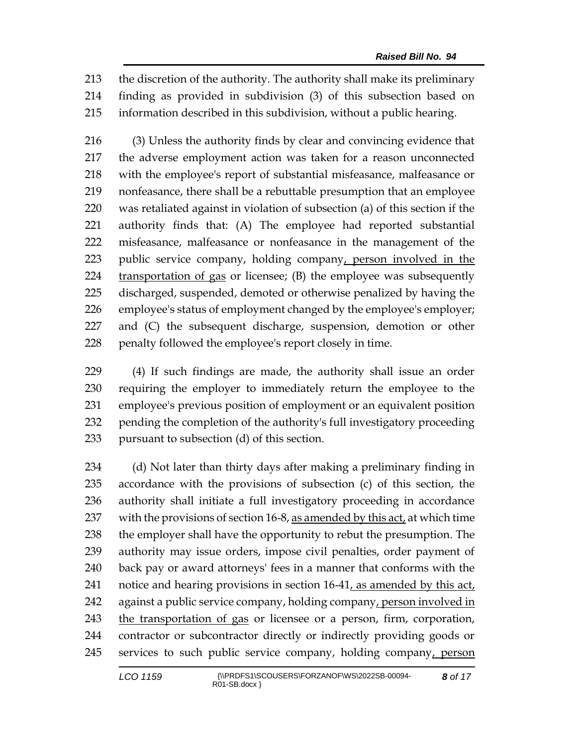the discretion of the authority. The authority shall make its preliminary finding as provided in subdivision (3) of this subsection based on information described in this subdivision, without a public hearing.

(3) Unless the authority finds by clear and convincing evidence that the adverse employment action was taken for a reason unconnected with the employee's report of substantial misfeasance, malfeasance or nonfeasance, there shall be a rebuttable presumption that an employee was retaliated against in violation of subsection (a) of this section if the authority finds that: (A) The employee had reported substantial misfeasance, malfeasance or nonfeasance in the management of the public service company, holding company, person involved in the transportation of gas or licensee; (B) the employee was subsequently discharged, suspended, demoted or otherwise penalized by having the employee's status of employment changed by the employee's employer; and (C) the subsequent discharge, suspension, demotion or other penalty followed the employee's report closely in time.

(4) If such findings are made, the authority shall issue an order requiring the employer to immediately return the employee to the employee's previous position of employment or an equivalent position pending the completion of the authority's full investigatory proceeding pursuant to subsection (d) of this section.

(d) Not later than thirty days after making a preliminary finding in accordance with the provisions of subsection (c) of this section, the authority shall initiate a full investigatory proceeding in accordance with the provisions of section 16-8, as amended by this act, at which time the employer shall have the opportunity to rebut the presumption. The authority may issue orders, impose civil penalties, order payment of back pay or award attorneys' fees in a manner that conforms with the notice and hearing provisions in section 16-41, as amended by this act, against a public service company, holding company, person involved in the transportation of gas or licensee or a person, firm, corporation, contractor or subcontractor directly or indirectly providing goods or services to such public service company, holding company, person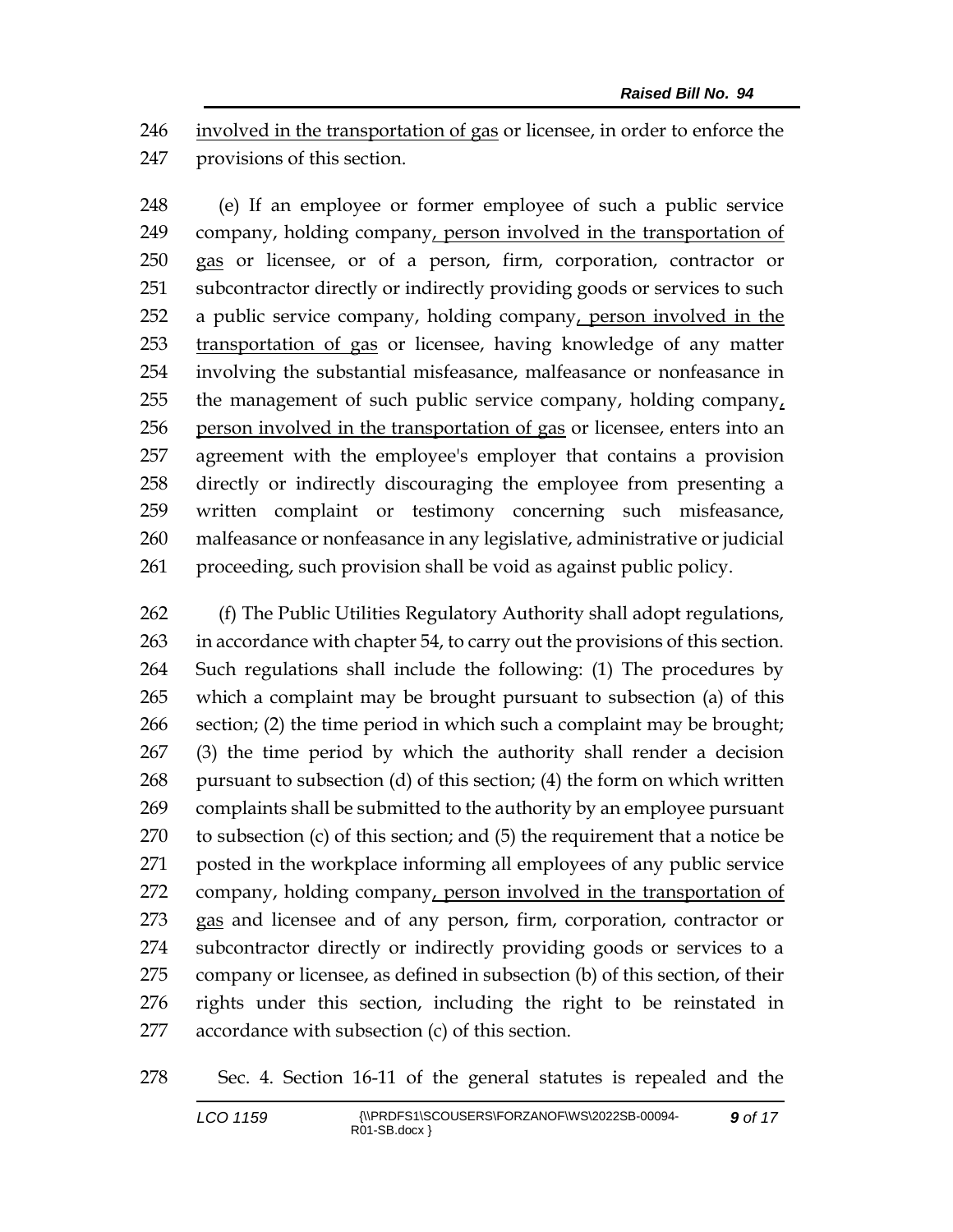involved in the transportation of gas or licensee, in order to enforce the provisions of this section.

(e) If an employee or former employee of such a public service company, holding company, person involved in the transportation of gas or licensee, or of a person, firm, corporation, contractor or subcontractor directly or indirectly providing goods or services to such a public service company, holding company, person involved in the transportation of gas or licensee, having knowledge of any matter involving the substantial misfeasance, malfeasance or nonfeasance in the management of such public service company, holding company, person involved in the transportation of gas or licensee, enters into an agreement with the employee's employer that contains a provision directly or indirectly discouraging the employee from presenting a written complaint or testimony concerning such misfeasance, malfeasance or nonfeasance in any legislative, administrative or judicial proceeding, such provision shall be void as against public policy.

(f) The Public Utilities Regulatory Authority shall adopt regulations, in accordance with chapter 54, to carry out the provisions of this section. Such regulations shall include the following: (1) The procedures by which a complaint may be brought pursuant to subsection (a) of this section; (2) the time period in which such a complaint may be brought; (3) the time period by which the authority shall render a decision pursuant to subsection (d) of this section; (4) the form on which written complaints shall be submitted to the authority by an employee pursuant to subsection (c) of this section; and (5) the requirement that a notice be posted in the workplace informing all employees of any public service company, holding company, person involved in the transportation of gas and licensee and of any person, firm, corporation, contractor or subcontractor directly or indirectly providing goods or services to a company or licensee, as defined in subsection (b) of this section, of their rights under this section, including the right to be reinstated in accordance with subsection (c) of this section.

Sec. 4. Section 16-11 of the general statutes is repealed and the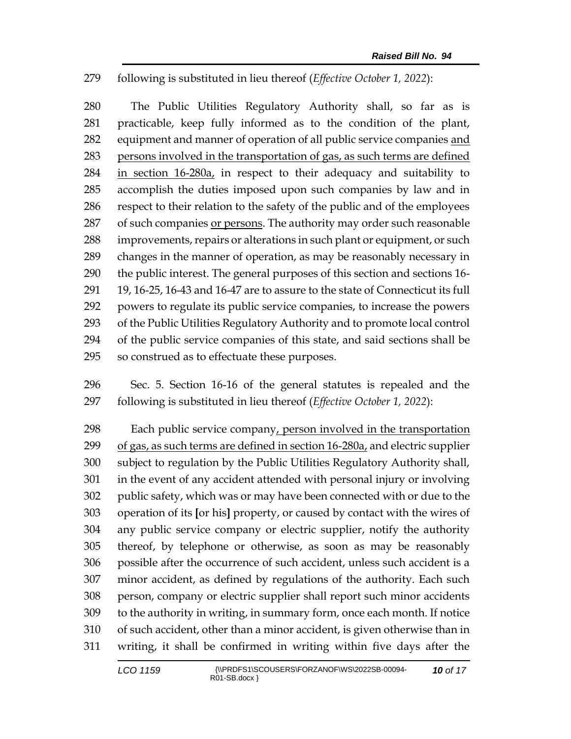279 following is substituted in lieu thereof (*Effective October 1, 2022*):

280 The Public Utilities Regulatory Authority shall, so far as is
281 practicable, keep fully informed as to the condition of the plant,
282 equipment and manner of operation of all public service companies <u>and</u>
283 <u>persons involved in the transportation of gas, as such terms are defined</u>
284 <u>in section 16-280a,</u> in respect to their adequacy and suitability to
285 accomplish the duties imposed upon such companies by law and in
286 respect to their relation to the safety of the public and of the employees
287 of such companies <u>or persons</u>. The authority may order such reasonable
288 improvements, repairs or alterations in such plant or equipment, or such
289 changes in the manner of operation, as may be reasonably necessary in
290 the public interest. The general purposes of this section and sections 16-
291 19, 16-25, 16-43 and 16-47 are to assure to the state of Connecticut its full
292 powers to regulate its public service companies, to increase the powers
293 of the Public Utilities Regulatory Authority and to promote local control
294 of the public service companies of this state, and said sections shall be
295 so construed as to effectuate these purposes.

296 Sec. 5. Section 16-16 of the general statutes is repealed and the
297 following is substituted in lieu thereof (*Effective October 1, 2022*):

298 Each public service company<u>, person involved in the transportation</u>
299 <u>of gas, as such terms are defined in section 16-280a,</u> and electric supplier
300 subject to regulation by the Public Utilities Regulatory Authority shall,
301 in the event of any accident attended with personal injury or involving
302 public safety, which was or may have been connected with or due to the
303 operation of its **[**or his**]** property, or caused by contact with the wires of
304 any public service company or electric supplier, notify the authority
305 thereof, by telephone or otherwise, as soon as may be reasonably
306 possible after the occurrence of such accident, unless such accident is a
307 minor accident, as defined by regulations of the authority. Each such
308 person, company or electric supplier shall report such minor accidents
309 to the authority in writing, in summary form, once each month. If notice
310 of such accident, other than a minor accident, is given otherwise than in
311 writing, it shall be confirmed in writing within five days after the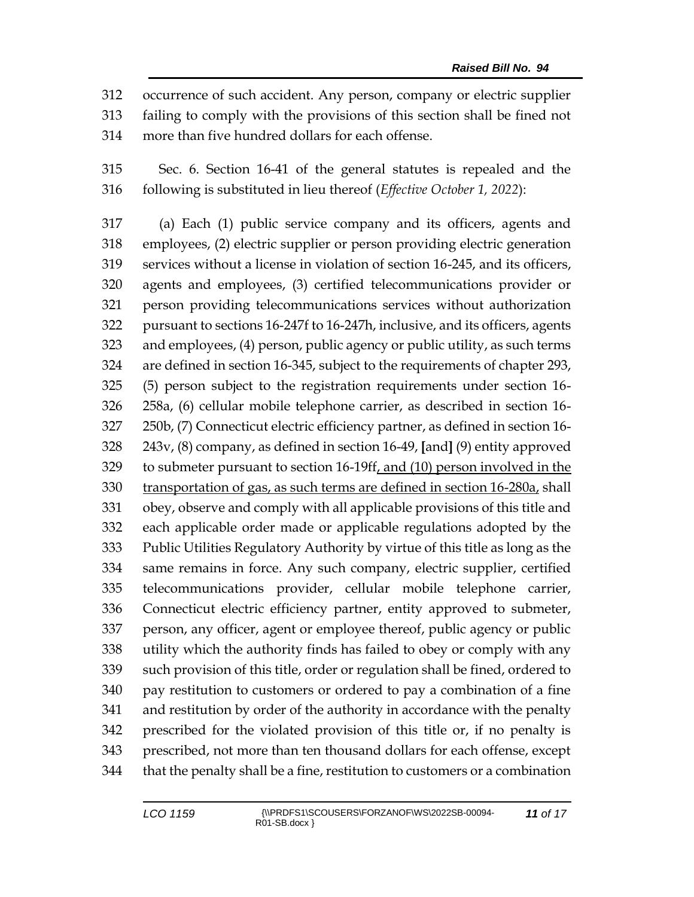occurrence of such accident. Any person, company or electric supplier failing to comply with the provisions of this section shall be fined not more than five hundred dollars for each offense.

Sec. 6. Section 16-41 of the general statutes is repealed and the following is substituted in lieu thereof (*Effective October 1, 2022*):

(a) Each (1) public service company and its officers, agents and employees, (2) electric supplier or person providing electric generation services without a license in violation of section 16-245, and its officers, agents and employees, (3) certified telecommunications provider or person providing telecommunications services without authorization pursuant to sections 16-247f to 16-247h, inclusive, and its officers, agents and employees, (4) person, public agency or public utility, as such terms are defined in section 16-345, subject to the requirements of chapter 293, (5) person subject to the registration requirements under section 16-258a, (6) cellular mobile telephone carrier, as described in section 16-250b, (7) Connecticut electric efficiency partner, as defined in section 16-243v, (8) company, as defined in section 16-49, **[**and**]** (9) entity approved to submeter pursuant to section 16-19ff<u>, and (10) person involved in the transportation of gas, as such terms are defined in section 16-280a,</u> shall obey, observe and comply with all applicable provisions of this title and each applicable order made or applicable regulations adopted by the Public Utilities Regulatory Authority by virtue of this title as long as the same remains in force. Any such company, electric supplier, certified telecommunications provider, cellular mobile telephone carrier, Connecticut electric efficiency partner, entity approved to submeter, person, any officer, agent or employee thereof, public agency or public utility which the authority finds has failed to obey or comply with any such provision of this title, order or regulation shall be fined, ordered to pay restitution to customers or ordered to pay a combination of a fine and restitution by order of the authority in accordance with the penalty prescribed for the violated provision of this title or, if no penalty is prescribed, not more than ten thousand dollars for each offense, except that the penalty shall be a fine, restitution to customers or a combination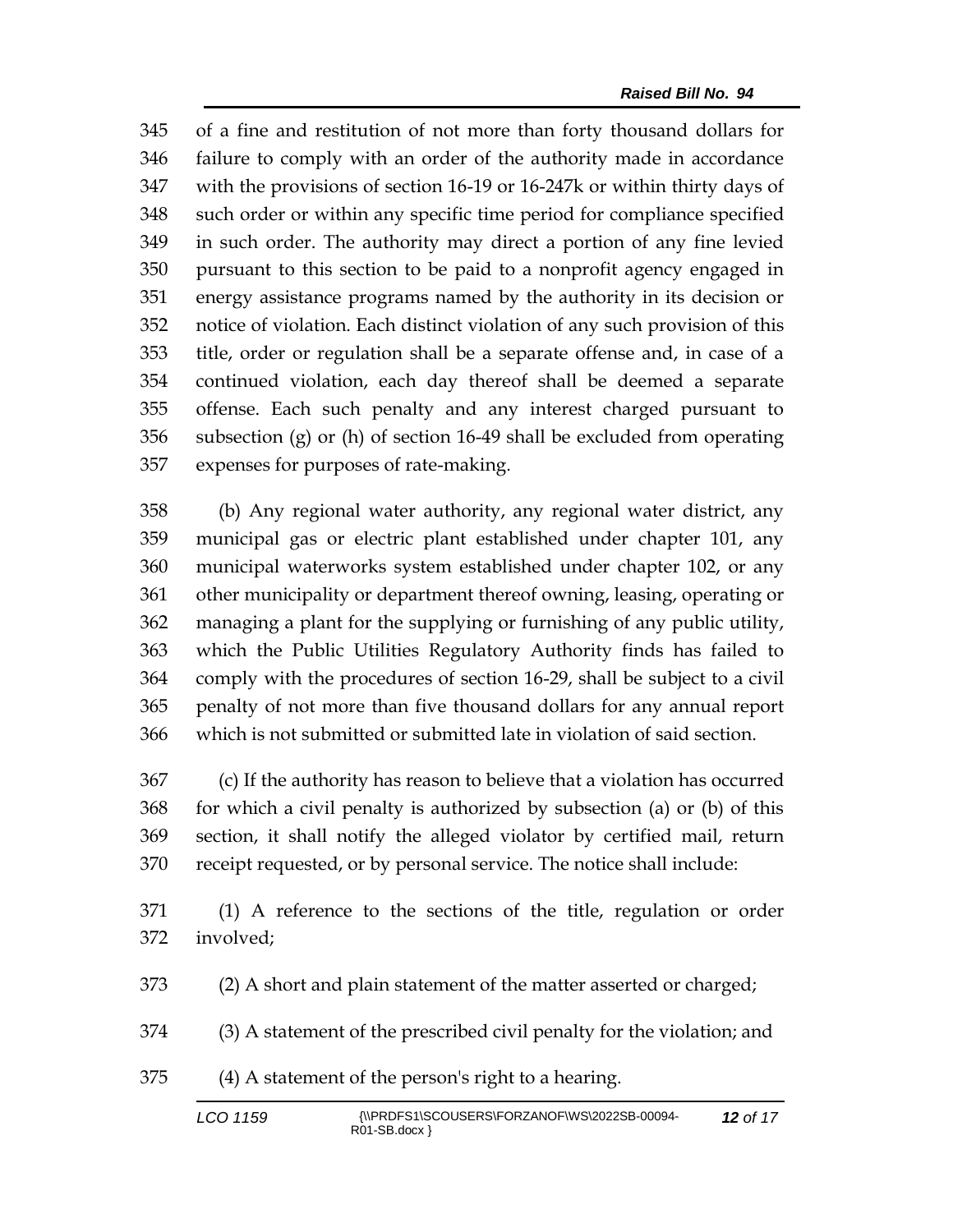of a fine and restitution of not more than forty thousand dollars for failure to comply with an order of the authority made in accordance with the provisions of section 16-19 or 16-247k or within thirty days of such order or within any specific time period for compliance specified in such order. The authority may direct a portion of any fine levied pursuant to this section to be paid to a nonprofit agency engaged in energy assistance programs named by the authority in its decision or notice of violation. Each distinct violation of any such provision of this title, order or regulation shall be a separate offense and, in case of a continued violation, each day thereof shall be deemed a separate offense. Each such penalty and any interest charged pursuant to subsection (g) or (h) of section 16-49 shall be excluded from operating expenses for purposes of rate-making.

(b) Any regional water authority, any regional water district, any municipal gas or electric plant established under chapter 101, any municipal waterworks system established under chapter 102, or any other municipality or department thereof owning, leasing, operating or managing a plant for the supplying or furnishing of any public utility, which the Public Utilities Regulatory Authority finds has failed to comply with the procedures of section 16-29, shall be subject to a civil penalty of not more than five thousand dollars for any annual report which is not submitted or submitted late in violation of said section.

(c) If the authority has reason to believe that a violation has occurred for which a civil penalty is authorized by subsection (a) or (b) of this section, it shall notify the alleged violator by certified mail, return receipt requested, or by personal service. The notice shall include:

(1) A reference to the sections of the title, regulation or order involved;

(2) A short and plain statement of the matter asserted or charged;

(3) A statement of the prescribed civil penalty for the violation; and

(4) A statement of the person's right to a hearing.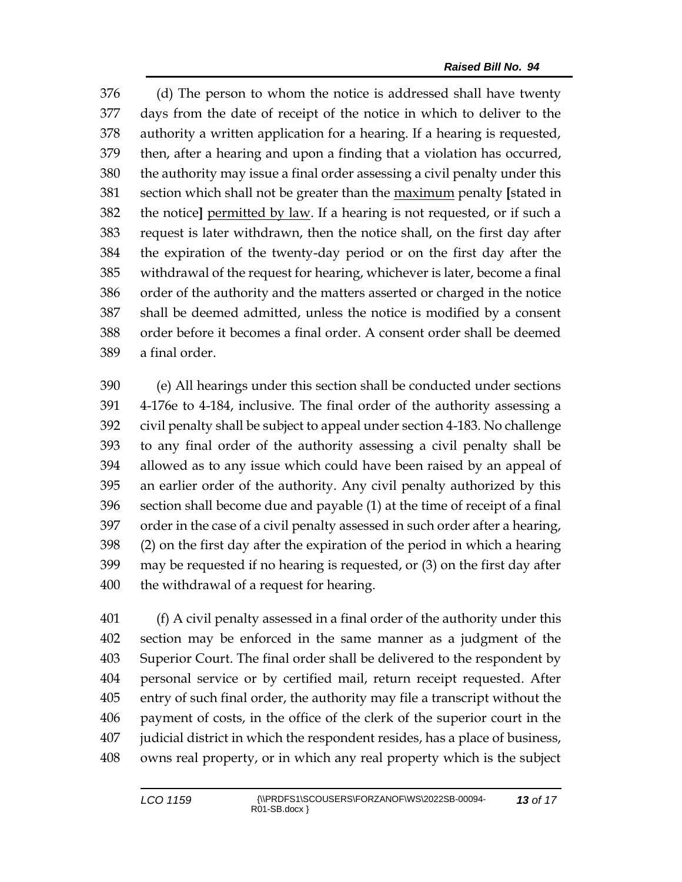(d) The person to whom the notice is addressed shall have twenty days from the date of receipt of the notice in which to deliver to the authority a written application for a hearing. If a hearing is requested, then, after a hearing and upon a finding that a violation has occurred, the authority may issue a final order assessing a civil penalty under this section which shall not be greater than the <u>maximum</u> penalty [stated in the notice] <u>permitted by law</u>. If a hearing is not requested, or if such a request is later withdrawn, then the notice shall, on the first day after the expiration of the twenty-day period or on the first day after the withdrawal of the request for hearing, whichever is later, become a final order of the authority and the matters asserted or charged in the notice shall be deemed admitted, unless the notice is modified by a consent order before it becomes a final order. A consent order shall be deemed a final order.

(e) All hearings under this section shall be conducted under sections 4-176e to 4-184, inclusive. The final order of the authority assessing a civil penalty shall be subject to appeal under section 4-183. No challenge to any final order of the authority assessing a civil penalty shall be allowed as to any issue which could have been raised by an appeal of an earlier order of the authority. Any civil penalty authorized by this section shall become due and payable (1) at the time of receipt of a final order in the case of a civil penalty assessed in such order after a hearing, (2) on the first day after the expiration of the period in which a hearing may be requested if no hearing is requested, or (3) on the first day after the withdrawal of a request for hearing.

(f) A civil penalty assessed in a final order of the authority under this section may be enforced in the same manner as a judgment of the Superior Court. The final order shall be delivered to the respondent by personal service or by certified mail, return receipt requested. After entry of such final order, the authority may file a transcript without the payment of costs, in the office of the clerk of the superior court in the judicial district in which the respondent resides, has a place of business, owns real property, or in which any real property which is the subject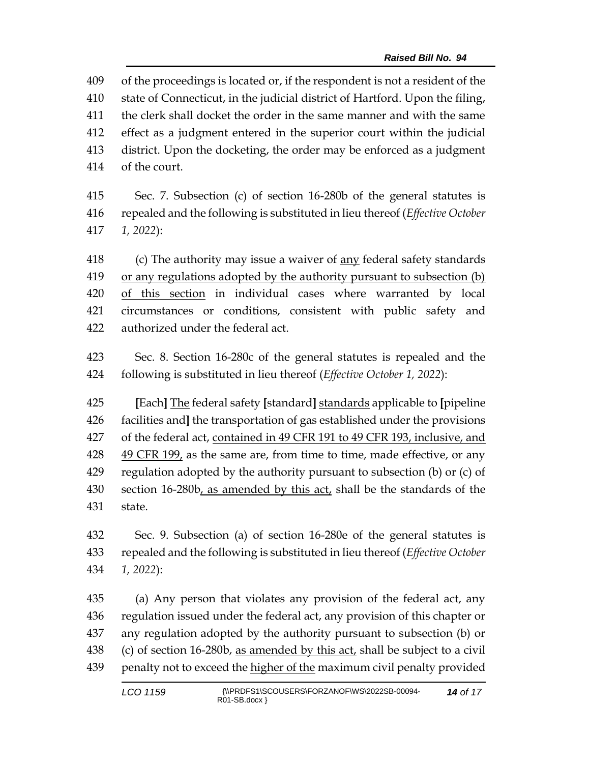of the proceedings is located or, if the respondent is not a resident of the state of Connecticut, in the judicial district of Hartford. Upon the filing, the clerk shall docket the order in the same manner and with the same effect as a judgment entered in the superior court within the judicial district. Upon the docketing, the order may be enforced as a judgment of the court.

Sec. 7. Subsection (c) of section 16-280b of the general statutes is repealed and the following is substituted in lieu thereof (*Effective October 1, 2022*):

(c) The authority may issue a waiver of <u>any</u> federal safety standards <u>or any regulations adopted by the authority pursuant to subsection (b) of this section</u> in individual cases where warranted by local circumstances or conditions, consistent with public safety and authorized under the federal act.

Sec. 8. Section 16-280c of the general statutes is repealed and the following is substituted in lieu thereof (*Effective October 1, 2022*):

**[**Each**]** <u>The</u> federal safety **[**standard**]** <u>standards</u> applicable to **[**pipeline facilities and**]** the transportation of gas established under the provisions of the federal act, <u>contained in 49 CFR 191 to 49 CFR 193, inclusive, and 49 CFR 199,</u> as the same are, from time to time, made effective, or any regulation adopted by the authority pursuant to subsection (b) or (c) of section 16-280b<u>, as amended by this act,</u> shall be the standards of the state.

Sec. 9. Subsection (a) of section 16-280e of the general statutes is repealed and the following is substituted in lieu thereof (*Effective October 1, 2022*):

(a) Any person that violates any provision of the federal act, any regulation issued under the federal act, any provision of this chapter or any regulation adopted by the authority pursuant to subsection (b) or (c) of section 16-280b, <u>as amended by this act,</u> shall be subject to a civil penalty not to exceed the <u>higher of the</u> maximum civil penalty provided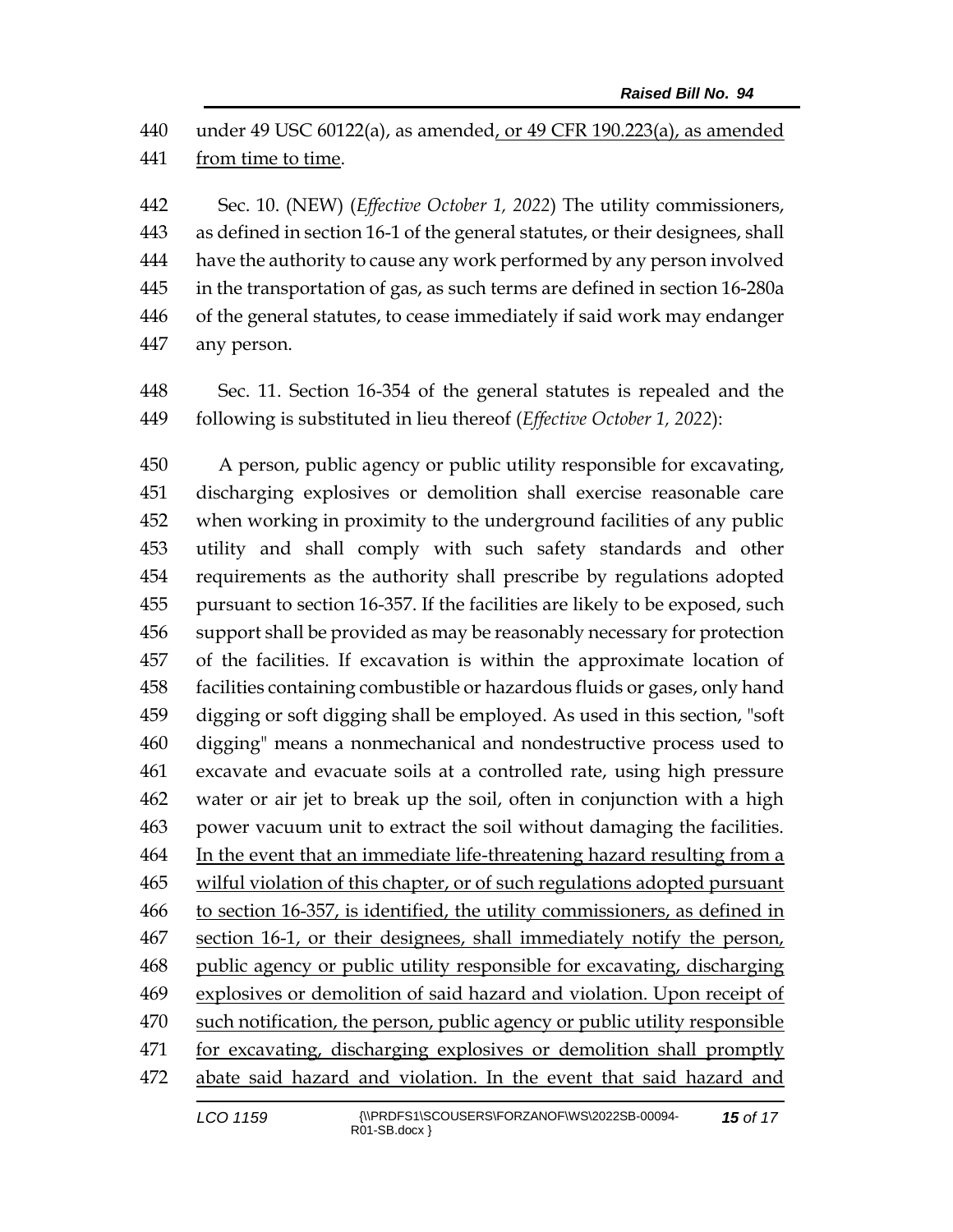under 49 USC 60122(a), as amended, or 49 CFR 190.223(a), as amended from time to time.

Sec. 10. (NEW) (*Effective October 1, 2022*) The utility commissioners, as defined in section 16-1 of the general statutes, or their designees, shall have the authority to cause any work performed by any person involved in the transportation of gas, as such terms are defined in section 16-280a of the general statutes, to cease immediately if said work may endanger any person.

Sec. 11. Section 16-354 of the general statutes is repealed and the following is substituted in lieu thereof (*Effective October 1, 2022*):

A person, public agency or public utility responsible for excavating, discharging explosives or demolition shall exercise reasonable care when working in proximity to the underground facilities of any public utility and shall comply with such safety standards and other requirements as the authority shall prescribe by regulations adopted pursuant to section 16-357. If the facilities are likely to be exposed, such support shall be provided as may be reasonably necessary for protection of the facilities. If excavation is within the approximate location of facilities containing combustible or hazardous fluids or gases, only hand digging or soft digging shall be employed. As used in this section, "soft digging" means a nonmechanical and nondestructive process used to excavate and evacuate soils at a controlled rate, using high pressure water or air jet to break up the soil, often in conjunction with a high power vacuum unit to extract the soil without damaging the facilities. In the event that an immediate life-threatening hazard resulting from a wilful violation of this chapter, or of such regulations adopted pursuant to section 16-357, is identified, the utility commissioners, as defined in section 16-1, or their designees, shall immediately notify the person, public agency or public utility responsible for excavating, discharging explosives or demolition of said hazard and violation. Upon receipt of such notification, the person, public agency or public utility responsible for excavating, discharging explosives or demolition shall promptly abate said hazard and violation. In the event that said hazard and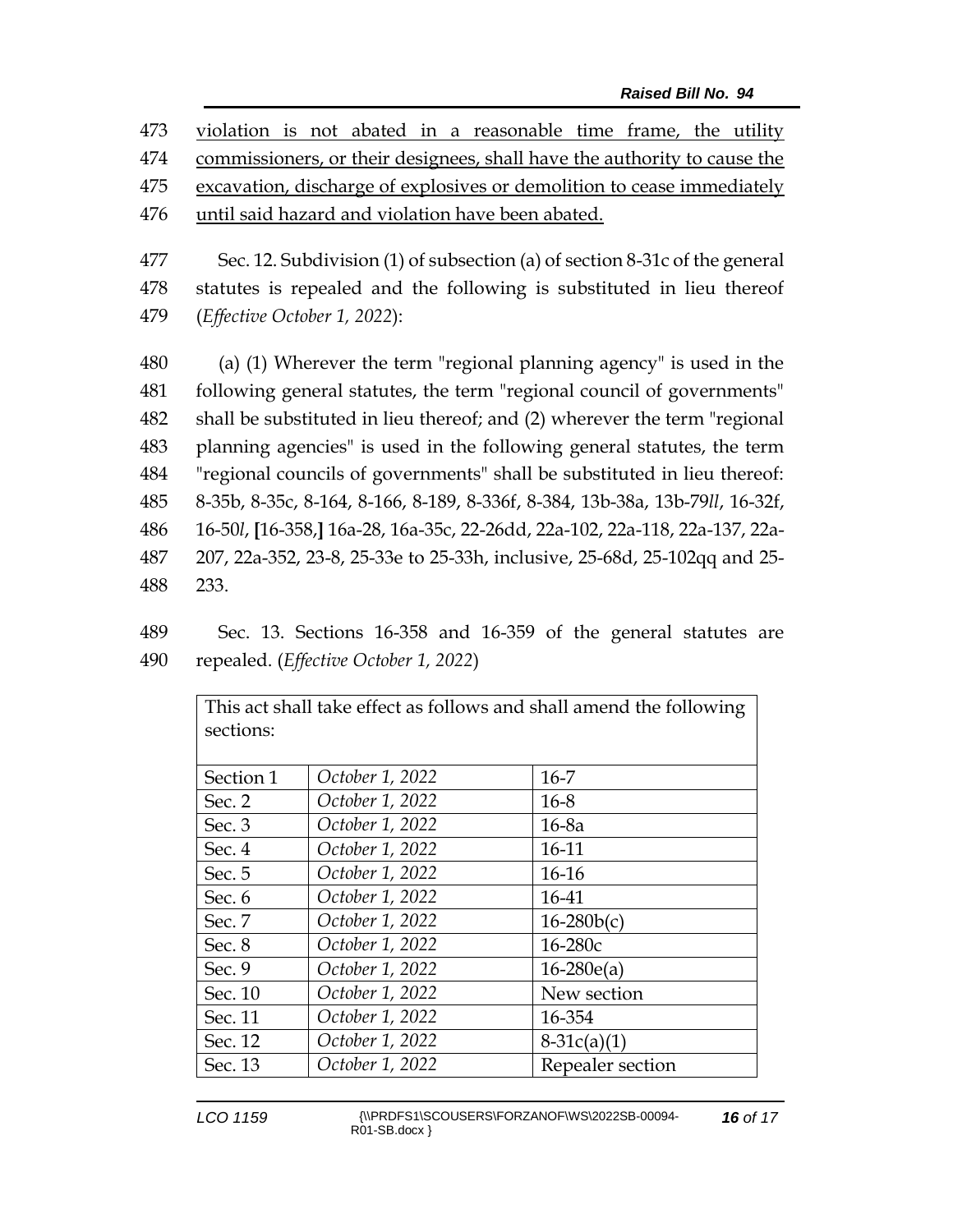473 violation is not abated in a reasonable time frame, the utility
474 commissioners, or their designees, shall have the authority to cause the
475 excavation, discharge of explosives or demolition to cease immediately
476 until said hazard and violation have been abated.

477 Sec. 12. Subdivision (1) of subsection (a) of section 8-31c of the general
478 statutes is repealed and the following is substituted in lieu thereof
479 (*Effective October 1, 2022*):

480 (a) (1) Wherever the term "regional planning agency" is used in the
481 following general statutes, the term "regional council of governments"
482 shall be substituted in lieu thereof; and (2) wherever the term "regional
483 planning agencies" is used in the following general statutes, the term
484 "regional councils of governments" shall be substituted in lieu thereof:
485 8-35b, 8-35c, 8-164, 8-166, 8-189, 8-336f, 8-384, 13b-38a, 13b-79*ll*, 16-32f,
486 16-50*l*, **[**16-358,**]** 16a-28, 16a-35c, 22-26dd, 22a-102, 22a-118, 22a-137, 22a-
487 207, 22a-352, 23-8, 25-33e to 25-33h, inclusive, 25-68d, 25-102qq and 25-
488 233.

489 Sec. 13. Sections 16-358 and 16-359 of the general statutes are
490 repealed. (*Effective October 1, 2022*)

| This act shall take effect as follows and shall amend the following sections: | | |
|---|---|---|
| Section 1 | *October 1, 2022* | 16-7 |
| Sec. 2 | *October 1, 2022* | 16-8 |
| Sec. 3 | *October 1, 2022* | 16-8a |
| Sec. 4 | *October 1, 2022* | 16-11 |
| Sec. 5 | *October 1, 2022* | 16-16 |
| Sec. 6 | *October 1, 2022* | 16-41 |
| Sec. 7 | *October 1, 2022* | 16-280b(c) |
| Sec. 8 | *October 1, 2022* | 16-280c |
| Sec. 9 | *October 1, 2022* | 16-280e(a) |
| Sec. 10 | *October 1, 2022* | New section |
| Sec. 11 | *October 1, 2022* | 16-354 |
| Sec. 12 | *October 1, 2022* | 8-31c(a)(1) |
| Sec. 13 | *October 1, 2022* | Repealer section |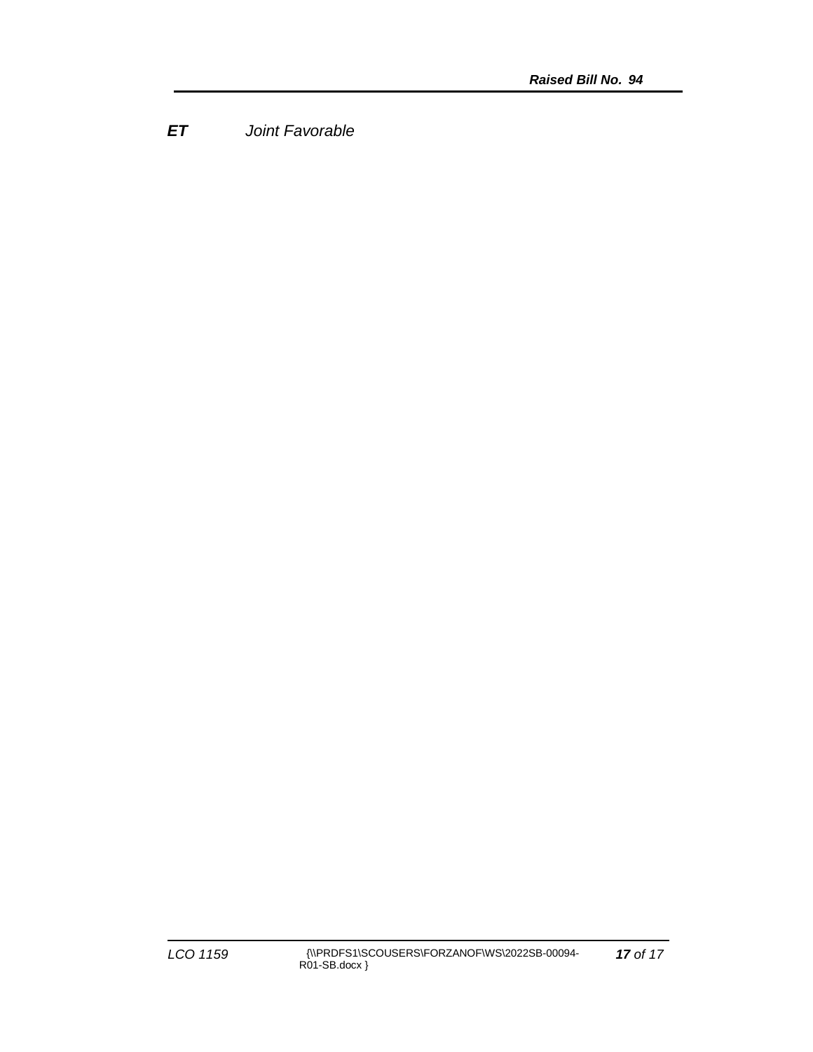***ET*** *Joint Favorable*